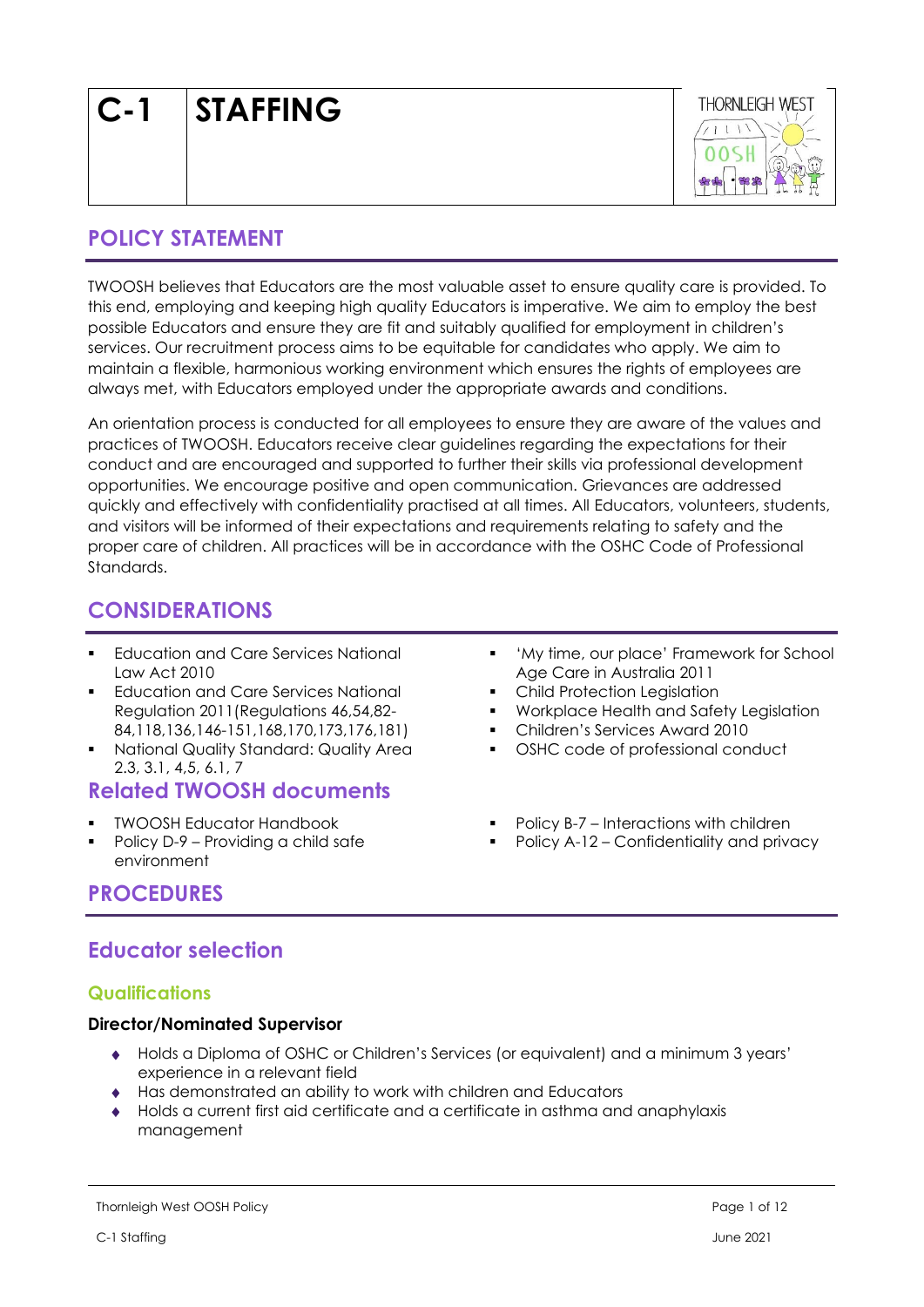# C-1 STAFFING

## POLICY STATEMENT

TWOOSH believes that Educators are the most valuable asset to ensure quality care is provided. To this end, employing and keeping high quality Educators is imperative. We aim to employ the best possible Educators and ensure they are fit and suitably qualified for employment in children's services. Our recruitment process aims to be equitable for candidates who apply. We aim to maintain a flexible, harmonious working environment which ensures the rights of employees are always met, with Educators employed under the appropriate awards and conditions.

An orientation process is conducted for all employees to ensure they are aware of the values and practices of TWOOSH. Educators receive clear guidelines regarding the expectations for their conduct and are encouraged and supported to further their skills via professional development opportunities. We encourage positive and open communication. Grievances are addressed quickly and effectively with confidentiality practised at all times. All Educators, volunteers, students, and visitors will be informed of their expectations and requirements relating to safety and the proper care of children. All practices will be in accordance with the OSHC Code of Professional Standards.

## CONSIDERATIONS

- Education and Care Services National Law Act 2010
- Education and Care Services National Regulation 2011(Regulations 46,54,82-84,118,136,146-151,168,170,173,176,181)
- National Quality Standard: Quality Area 2.3, 3.1, 4,5, 6.1, 7
- 'My time, our place' Framework for School Age Care in Australia 2011
- Child Protection Legislation
- Workplace Health and Safety Legislation
- Children's Services Award 2010
- OSHC code of professional conduct

## Related TWOOSH documents

- TWOOSH Educator Handbook
- Policy D-9 – Providing a child safe environment
- Policy B-7 – Interactions with children
- Policy A-12 – Confidentiality and privacy

## PROCEDURES

## Educator selection

### Qualifications

**Director/Nominated Supervisor**

- Holds a Diploma of OSHC or Children's Services (or equivalent) and a minimum 3 years' experience in a relevant field
- Has demonstrated an ability to work with children and Educators
- Holds a current first aid certificate and a certificate in asthma and anaphylaxis management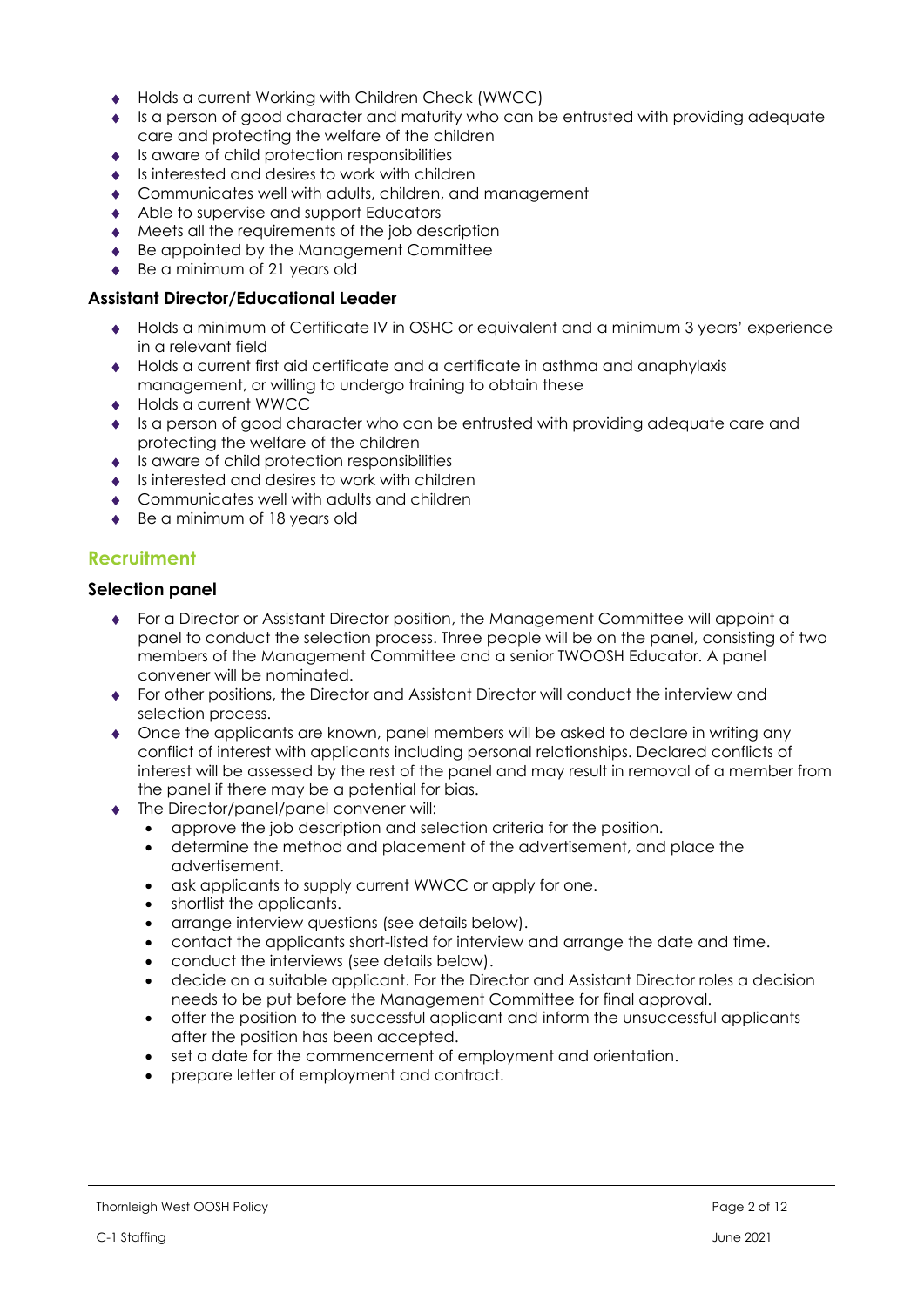- Holds a current Working with Children Check (WWCC)
- Is a person of good character and maturity who can be entrusted with providing adequate care and protecting the welfare of the children
- Is aware of child protection responsibilities
- Is interested and desires to work with children
- Communicates well with adults, children, and management
- Able to supervise and support Educators
- Meets all the requirements of the job description
- Be appointed by the Management Committee
- Be a minimum of 21 years old

### Assistant Director/Educational Leader

- Holds a minimum of Certificate IV in OSHC or equivalent and a minimum 3 years' experience in a relevant field
- Holds a current first aid certificate and a certificate in asthma and anaphylaxis management, or willing to undergo training to obtain these
- Holds a current WWCC
- Is a person of good character who can be entrusted with providing adequate care and protecting the welfare of the children
- Is aware of child protection responsibilities
- Is interested and desires to work with children
- Communicates well with adults and children
- Be a minimum of 18 years old

## Recruitment

### Selection panel

- For a Director or Assistant Director position, the Management Committee will appoint a panel to conduct the selection process. Three people will be on the panel, consisting of two members of the Management Committee and a senior TWOOSH Educator. A panel convener will be nominated.
- For other positions, the Director and Assistant Director will conduct the interview and selection process.
- Once the applicants are known, panel members will be asked to declare in writing any conflict of interest with applicants including personal relationships. Declared conflicts of interest will be assessed by the rest of the panel and may result in removal of a member from the panel if there may be a potential for bias.
- The Director/panel/panel convener will:
  - approve the job description and selection criteria for the position.
  - determine the method and placement of the advertisement, and place the advertisement.
  - ask applicants to supply current WWCC or apply for one.
  - shortlist the applicants.
  - arrange interview questions (see details below).
  - contact the applicants short-listed for interview and arrange the date and time.
  - conduct the interviews (see details below).
  - decide on a suitable applicant. For the Director and Assistant Director roles a decision needs to be put before the Management Committee for final approval.
  - offer the position to the successful applicant and inform the unsuccessful applicants after the position has been accepted.
  - set a date for the commencement of employment and orientation.
  - prepare letter of employment and contract.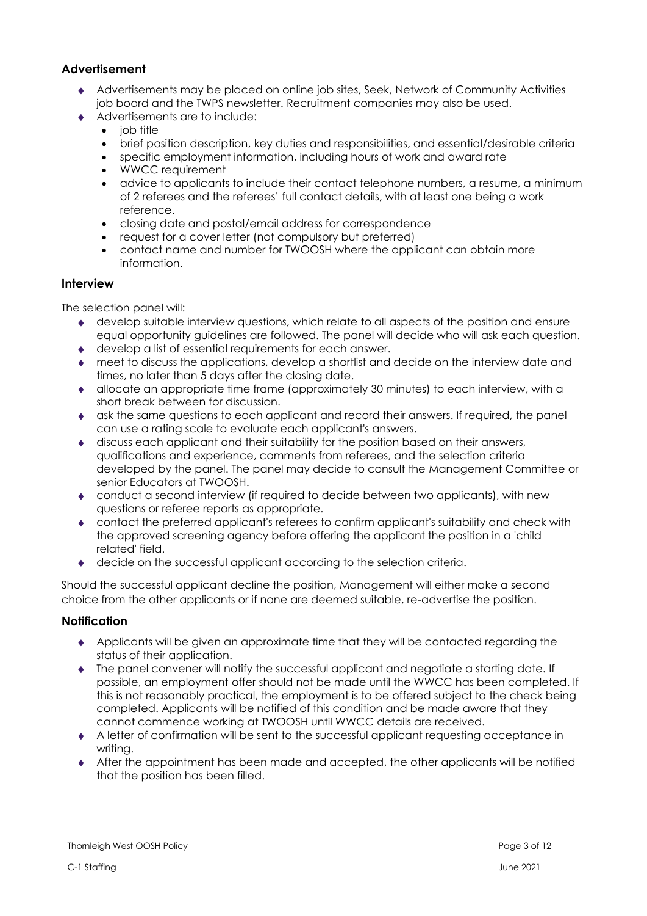## Advertisement

- Advertisements may be placed on online job sites, Seek, Network of Community Activities job board and the TWPS newsletter. Recruitment companies may also be used.
- Advertisements are to include:
  - job title
  - brief position description, key duties and responsibilities, and essential/desirable criteria
  - specific employment information, including hours of work and award rate
  - WWCC requirement
  - advice to applicants to include their contact telephone numbers, a resume, a minimum of 2 referees and the referees' full contact details, with at least one being a work reference.
  - closing date and postal/email address for correspondence
  - request for a cover letter (not compulsory but preferred)
  - contact name and number for TWOOSH where the applicant can obtain more information.

## Interview

The selection panel will:

- develop suitable interview questions, which relate to all aspects of the position and ensure equal opportunity guidelines are followed. The panel will decide who will ask each question.
- develop a list of essential requirements for each answer.
- meet to discuss the applications, develop a shortlist and decide on the interview date and times, no later than 5 days after the closing date.
- allocate an appropriate time frame (approximately 30 minutes) to each interview, with a short break between for discussion.
- ask the same questions to each applicant and record their answers. If required, the panel can use a rating scale to evaluate each applicant's answers.
- discuss each applicant and their suitability for the position based on their answers, qualifications and experience, comments from referees, and the selection criteria developed by the panel. The panel may decide to consult the Management Committee or senior Educators at TWOOSH.
- conduct a second interview (if required to decide between two applicants), with new questions or referee reports as appropriate.
- contact the preferred applicant's referees to confirm applicant's suitability and check with the approved screening agency before offering the applicant the position in a 'child related' field.
- decide on the successful applicant according to the selection criteria.

Should the successful applicant decline the position, Management will either make a second choice from the other applicants or if none are deemed suitable, re-advertise the position.

## Notification

- Applicants will be given an approximate time that they will be contacted regarding the status of their application.
- The panel convener will notify the successful applicant and negotiate a starting date. If possible, an employment offer should not be made until the WWCC has been completed. If this is not reasonably practical, the employment is to be offered subject to the check being completed. Applicants will be notified of this condition and be made aware that they cannot commence working at TWOOSH until WWCC details are received.
- A letter of confirmation will be sent to the successful applicant requesting acceptance in writing.
- After the appointment has been made and accepted, the other applicants will be notified that the position has been filled.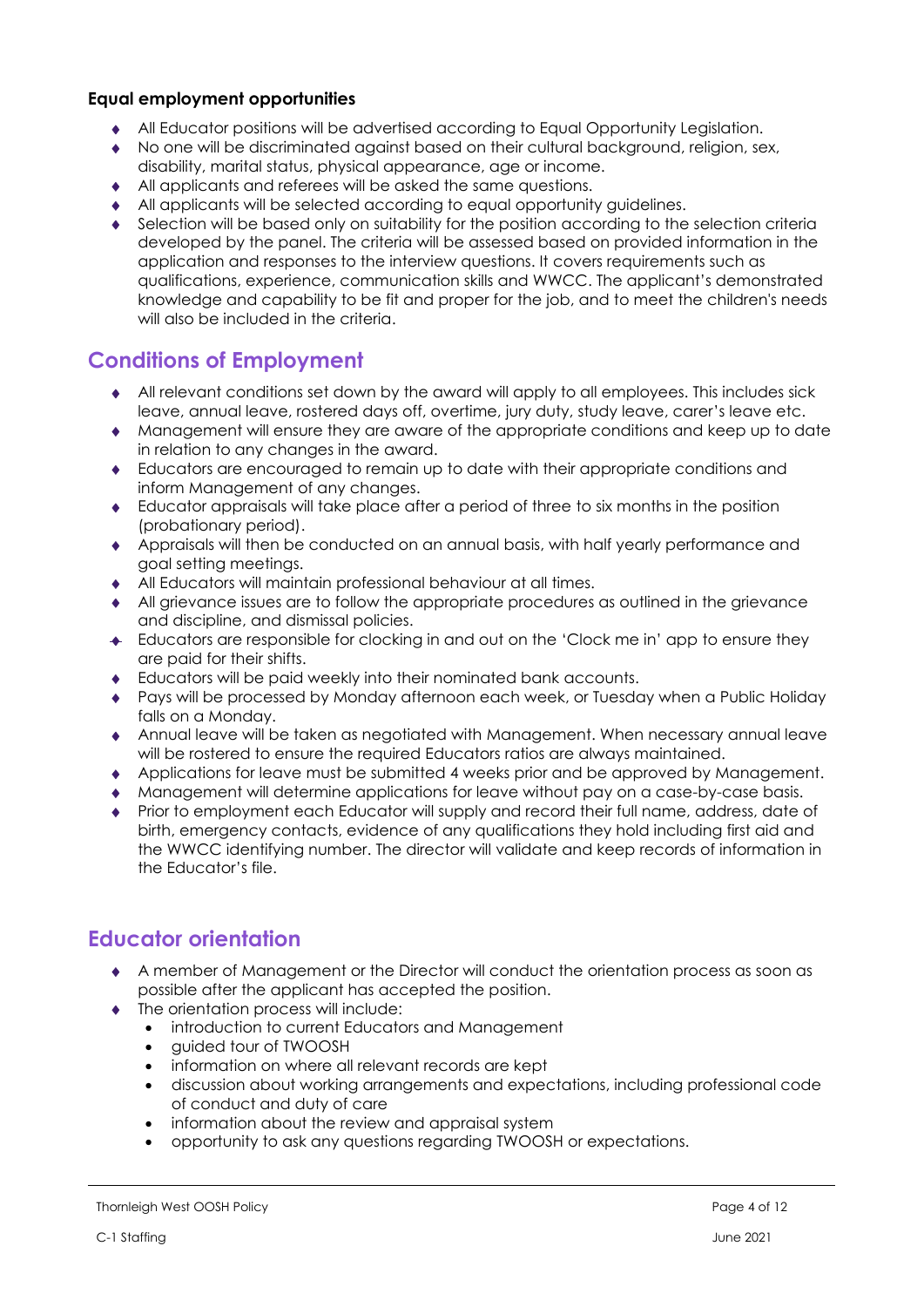**Equal employment opportunities**

- All Educator positions will be advertised according to Equal Opportunity Legislation.
- No one will be discriminated against based on their cultural background, religion, sex, disability, marital status, physical appearance, age or income.
- All applicants and referees will be asked the same questions.
- All applicants will be selected according to equal opportunity guidelines.
- Selection will be based only on suitability for the position according to the selection criteria developed by the panel. The criteria will be assessed based on provided information in the application and responses to the interview questions. It covers requirements such as qualifications, experience, communication skills and WWCC. The applicant's demonstrated knowledge and capability to be fit and proper for the job, and to meet the children's needs will also be included in the criteria.

## Conditions of Employment

- All relevant conditions set down by the award will apply to all employees. This includes sick leave, annual leave, rostered days off, overtime, jury duty, study leave, carer's leave etc.
- Management will ensure they are aware of the appropriate conditions and keep up to date in relation to any changes in the award.
- Educators are encouraged to remain up to date with their appropriate conditions and inform Management of any changes.
- Educator appraisals will take place after a period of three to six months in the position (probationary period).
- Appraisals will then be conducted on an annual basis, with half yearly performance and goal setting meetings.
- All Educators will maintain professional behaviour at all times.
- All grievance issues are to follow the appropriate procedures as outlined in the grievance and discipline, and dismissal policies.
- Educators are responsible for clocking in and out on the 'Clock me in' app to ensure they are paid for their shifts.
- Educators will be paid weekly into their nominated bank accounts.
- Pays will be processed by Monday afternoon each week, or Tuesday when a Public Holiday falls on a Monday.
- Annual leave will be taken as negotiated with Management. When necessary annual leave will be rostered to ensure the required Educators ratios are always maintained.
- Applications for leave must be submitted 4 weeks prior and be approved by Management.
- Management will determine applications for leave without pay on a case-by-case basis.
- Prior to employment each Educator will supply and record their full name, address, date of birth, emergency contacts, evidence of any qualifications they hold including first aid and the WWCC identifying number. The director will validate and keep records of information in the Educator's file.

## Educator orientation

- A member of Management or the Director will conduct the orientation process as soon as possible after the applicant has accepted the position.
- The orientation process will include:
  - introduction to current Educators and Management
  - guided tour of TWOOSH
  - information on where all relevant records are kept
  - discussion about working arrangements and expectations, including professional code of conduct and duty of care
  - information about the review and appraisal system
  - opportunity to ask any questions regarding TWOOSH or expectations.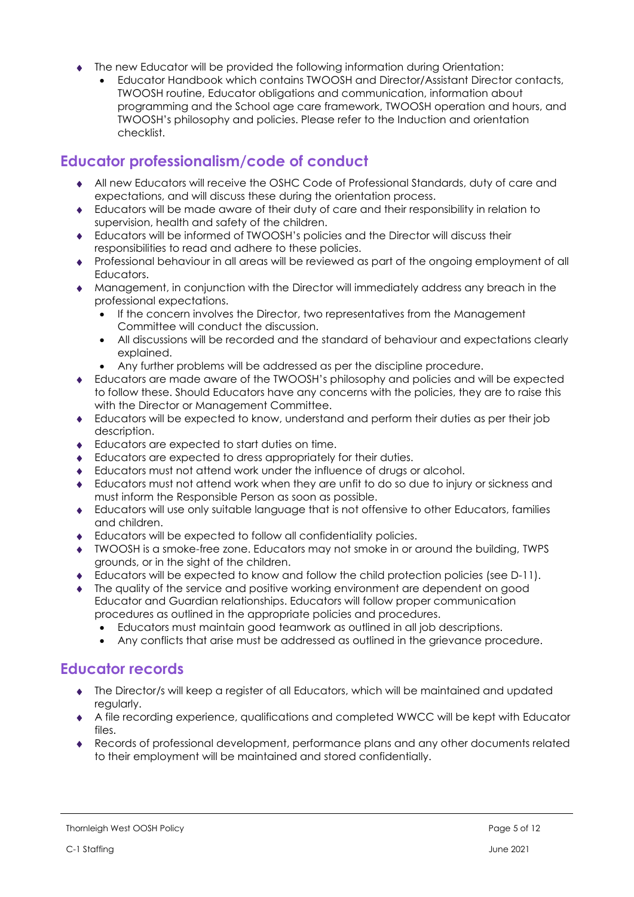- The new Educator will be provided the following information during Orientation:
  - Educator Handbook which contains TWOOSH and Director/Assistant Director contacts, TWOOSH routine, Educator obligations and communication, information about programming and the School age care framework, TWOOSH operation and hours, and TWOOSH's philosophy and policies. Please refer to the Induction and orientation checklist.

## Educator professionalism/code of conduct

- All new Educators will receive the OSHC Code of Professional Standards, duty of care and expectations, and will discuss these during the orientation process.
- Educators will be made aware of their duty of care and their responsibility in relation to supervision, health and safety of the children.
- Educators will be informed of TWOOSH's policies and the Director will discuss their responsibilities to read and adhere to these policies.
- Professional behaviour in all areas will be reviewed as part of the ongoing employment of all Educators.
- Management, in conjunction with the Director will immediately address any breach in the professional expectations.
  - If the concern involves the Director, two representatives from the Management Committee will conduct the discussion.
  - All discussions will be recorded and the standard of behaviour and expectations clearly explained.
  - Any further problems will be addressed as per the discipline procedure.
- Educators are made aware of the TWOOSH's philosophy and policies and will be expected to follow these. Should Educators have any concerns with the policies, they are to raise this with the Director or Management Committee.
- Educators will be expected to know, understand and perform their duties as per their job description.
- Educators are expected to start duties on time.
- Educators are expected to dress appropriately for their duties.
- Educators must not attend work under the influence of drugs or alcohol.
- Educators must not attend work when they are unfit to do so due to injury or sickness and must inform the Responsible Person as soon as possible.
- Educators will use only suitable language that is not offensive to other Educators, families and children.
- Educators will be expected to follow all confidentiality policies.
- TWOOSH is a smoke-free zone. Educators may not smoke in or around the building, TWPS grounds, or in the sight of the children.
- Educators will be expected to know and follow the child protection policies (see D-11).
- The quality of the service and positive working environment are dependent on good Educator and Guardian relationships. Educators will follow proper communication procedures as outlined in the appropriate policies and procedures.
  - Educators must maintain good teamwork as outlined in all job descriptions.
  - Any conflicts that arise must be addressed as outlined in the grievance procedure.

## Educator records

- The Director/s will keep a register of all Educators, which will be maintained and updated regularly.
- A file recording experience, qualifications and completed WWCC will be kept with Educator files.
- Records of professional development, performance plans and any other documents related to their employment will be maintained and stored confidentially.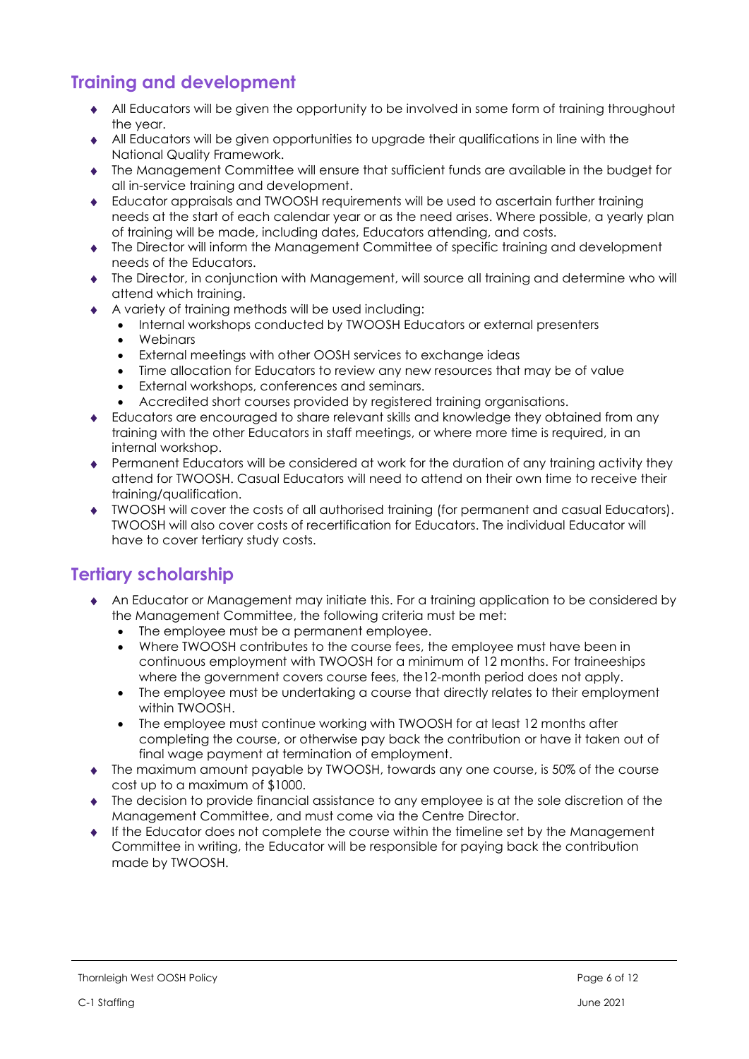## Training and development

- All Educators will be given the opportunity to be involved in some form of training throughout the year.
- All Educators will be given opportunities to upgrade their qualifications in line with the National Quality Framework.
- The Management Committee will ensure that sufficient funds are available in the budget for all in-service training and development.
- Educator appraisals and TWOOSH requirements will be used to ascertain further training needs at the start of each calendar year or as the need arises. Where possible, a yearly plan of training will be made, including dates, Educators attending, and costs.
- The Director will inform the Management Committee of specific training and development needs of the Educators.
- The Director, in conjunction with Management, will source all training and determine who will attend which training.
- A variety of training methods will be used including:
  - Internal workshops conducted by TWOOSH Educators or external presenters
  - Webinars
  - External meetings with other OOSH services to exchange ideas
  - Time allocation for Educators to review any new resources that may be of value
  - External workshops, conferences and seminars.
  - Accredited short courses provided by registered training organisations.
- Educators are encouraged to share relevant skills and knowledge they obtained from any training with the other Educators in staff meetings, or where more time is required, in an internal workshop.
- Permanent Educators will be considered at work for the duration of any training activity they attend for TWOOSH. Casual Educators will need to attend on their own time to receive their training/qualification.
- TWOOSH will cover the costs of all authorised training (for permanent and casual Educators). TWOOSH will also cover costs of recertification for Educators. The individual Educator will have to cover tertiary study costs.

## Tertiary scholarship

- An Educator or Management may initiate this. For a training application to be considered by the Management Committee, the following criteria must be met:
  - The employee must be a permanent employee.
  - Where TWOOSH contributes to the course fees, the employee must have been in continuous employment with TWOOSH for a minimum of 12 months. For traineeships where the government covers course fees, the12-month period does not apply.
  - The employee must be undertaking a course that directly relates to their employment within TWOOSH.
  - The employee must continue working with TWOOSH for at least 12 months after completing the course, or otherwise pay back the contribution or have it taken out of final wage payment at termination of employment.
- The maximum amount payable by TWOOSH, towards any one course, is 50% of the course cost up to a maximum of $1000.
- The decision to provide financial assistance to any employee is at the sole discretion of the Management Committee, and must come via the Centre Director.
- If the Educator does not complete the course within the timeline set by the Management Committee in writing, the Educator will be responsible for paying back the contribution made by TWOOSH.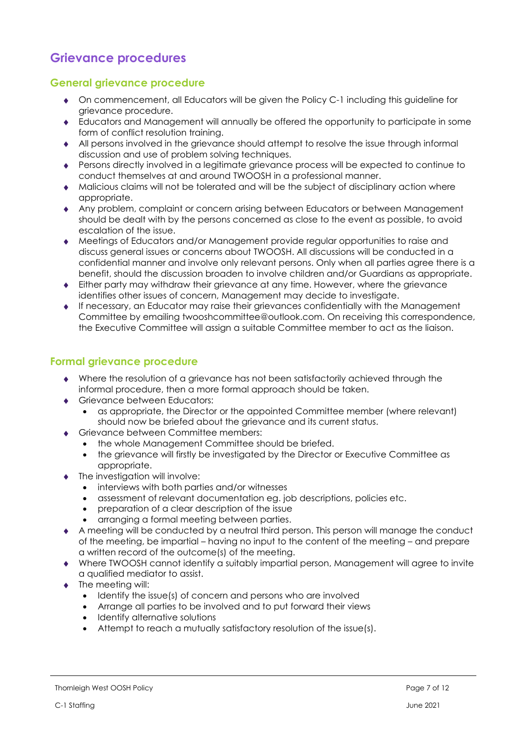## Grievance procedures

### General grievance procedure

- On commencement, all Educators will be given the Policy C-1 including this guideline for grievance procedure.
- Educators and Management will annually be offered the opportunity to participate in some form of conflict resolution training.
- All persons involved in the grievance should attempt to resolve the issue through informal discussion and use of problem solving techniques.
- Persons directly involved in a legitimate grievance process will be expected to continue to conduct themselves at and around TWOOSH in a professional manner.
- Malicious claims will not be tolerated and will be the subject of disciplinary action where appropriate.
- Any problem, complaint or concern arising between Educators or between Management should be dealt with by the persons concerned as close to the event as possible, to avoid escalation of the issue.
- Meetings of Educators and/or Management provide regular opportunities to raise and discuss general issues or concerns about TWOOSH. All discussions will be conducted in a confidential manner and involve only relevant persons. Only when all parties agree there is a benefit, should the discussion broaden to involve children and/or Guardians as appropriate.
- Either party may withdraw their grievance at any time. However, where the grievance identifies other issues of concern, Management may decide to investigate.
- If necessary, an Educator may raise their grievances confidentially with the Management Committee by emailing twooshcommittee@outlook.com. On receiving this correspondence, the Executive Committee will assign a suitable Committee member to act as the liaison.

### Formal grievance procedure

- Where the resolution of a grievance has not been satisfactorily achieved through the informal procedure, then a more formal approach should be taken.
- Grievance between Educators:
  - as appropriate, the Director or the appointed Committee member (where relevant) should now be briefed about the grievance and its current status.
- Grievance between Committee members:
  - the whole Management Committee should be briefed.
  - the grievance will firstly be investigated by the Director or Executive Committee as appropriate.
- The investigation will involve:
  - interviews with both parties and/or witnesses
  - assessment of relevant documentation eg. job descriptions, policies etc.
  - preparation of a clear description of the issue
  - arranging a formal meeting between parties.
- A meeting will be conducted by a neutral third person. This person will manage the conduct of the meeting, be impartial – having no input to the content of the meeting – and prepare a written record of the outcome(s) of the meeting.
- Where TWOOSH cannot identify a suitably impartial person, Management will agree to invite a qualified mediator to assist.
- The meeting will:
  - Identify the issue(s) of concern and persons who are involved
  - Arrange all parties to be involved and to put forward their views
  - Identify alternative solutions
  - Attempt to reach a mutually satisfactory resolution of the issue(s).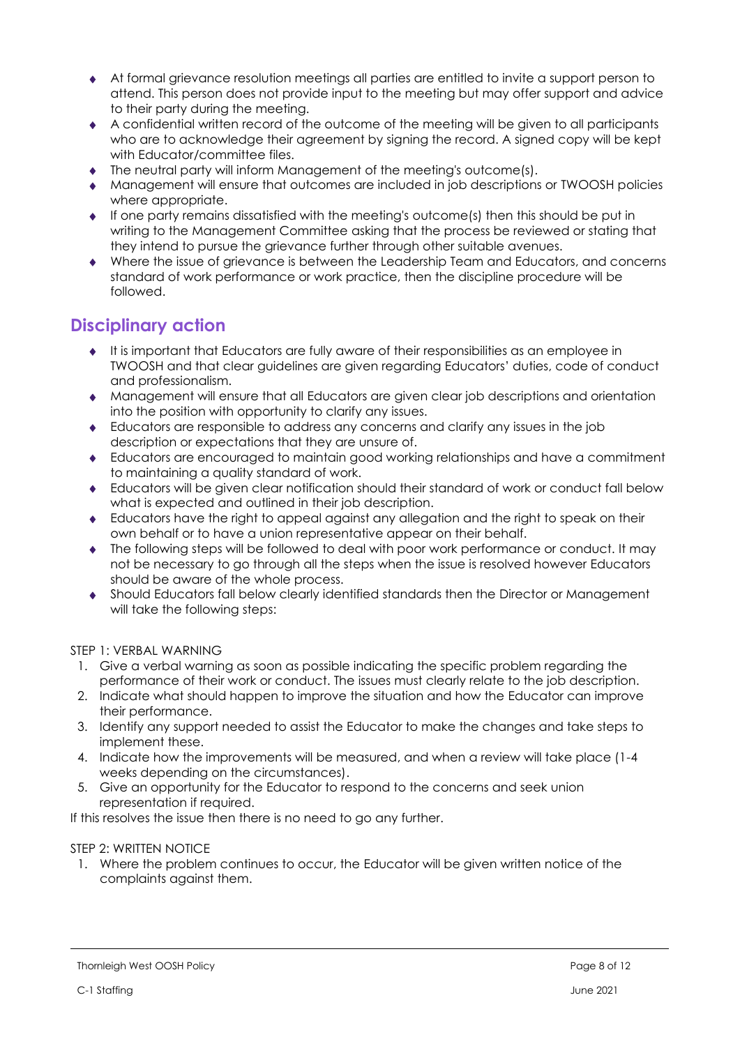- At formal grievance resolution meetings all parties are entitled to invite a support person to attend. This person does not provide input to the meeting but may offer support and advice to their party during the meeting.
- A confidential written record of the outcome of the meeting will be given to all participants who are to acknowledge their agreement by signing the record. A signed copy will be kept with Educator/committee files.
- The neutral party will inform Management of the meeting's outcome(s).
- Management will ensure that outcomes are included in job descriptions or TWOOSH policies where appropriate.
- If one party remains dissatisfied with the meeting's outcome(s) then this should be put in writing to the Management Committee asking that the process be reviewed or stating that they intend to pursue the grievance further through other suitable avenues.
- Where the issue of grievance is between the Leadership Team and Educators, and concerns standard of work performance or work practice, then the discipline procedure will be followed.

## Disciplinary action

- It is important that Educators are fully aware of their responsibilities as an employee in TWOOSH and that clear guidelines are given regarding Educators' duties, code of conduct and professionalism.
- Management will ensure that all Educators are given clear job descriptions and orientation into the position with opportunity to clarify any issues.
- Educators are responsible to address any concerns and clarify any issues in the job description or expectations that they are unsure of.
- Educators are encouraged to maintain good working relationships and have a commitment to maintaining a quality standard of work.
- Educators will be given clear notification should their standard of work or conduct fall below what is expected and outlined in their job description.
- Educators have the right to appeal against any allegation and the right to speak on their own behalf or to have a union representative appear on their behalf.
- The following steps will be followed to deal with poor work performance or conduct. It may not be necessary to go through all the steps when the issue is resolved however Educators should be aware of the whole process.
- Should Educators fall below clearly identified standards then the Director or Management will take the following steps:

STEP 1: VERBAL WARNING

1. Give a verbal warning as soon as possible indicating the specific problem regarding the performance of their work or conduct. The issues must clearly relate to the job description.
2. Indicate what should happen to improve the situation and how the Educator can improve their performance.
3. Identify any support needed to assist the Educator to make the changes and take steps to implement these.
4. Indicate how the improvements will be measured, and when a review will take place (1-4 weeks depending on the circumstances).
5. Give an opportunity for the Educator to respond to the concerns and seek union representation if required.

If this resolves the issue then there is no need to go any further.

STEP 2: WRITTEN NOTICE

1. Where the problem continues to occur, the Educator will be given written notice of the complaints against them.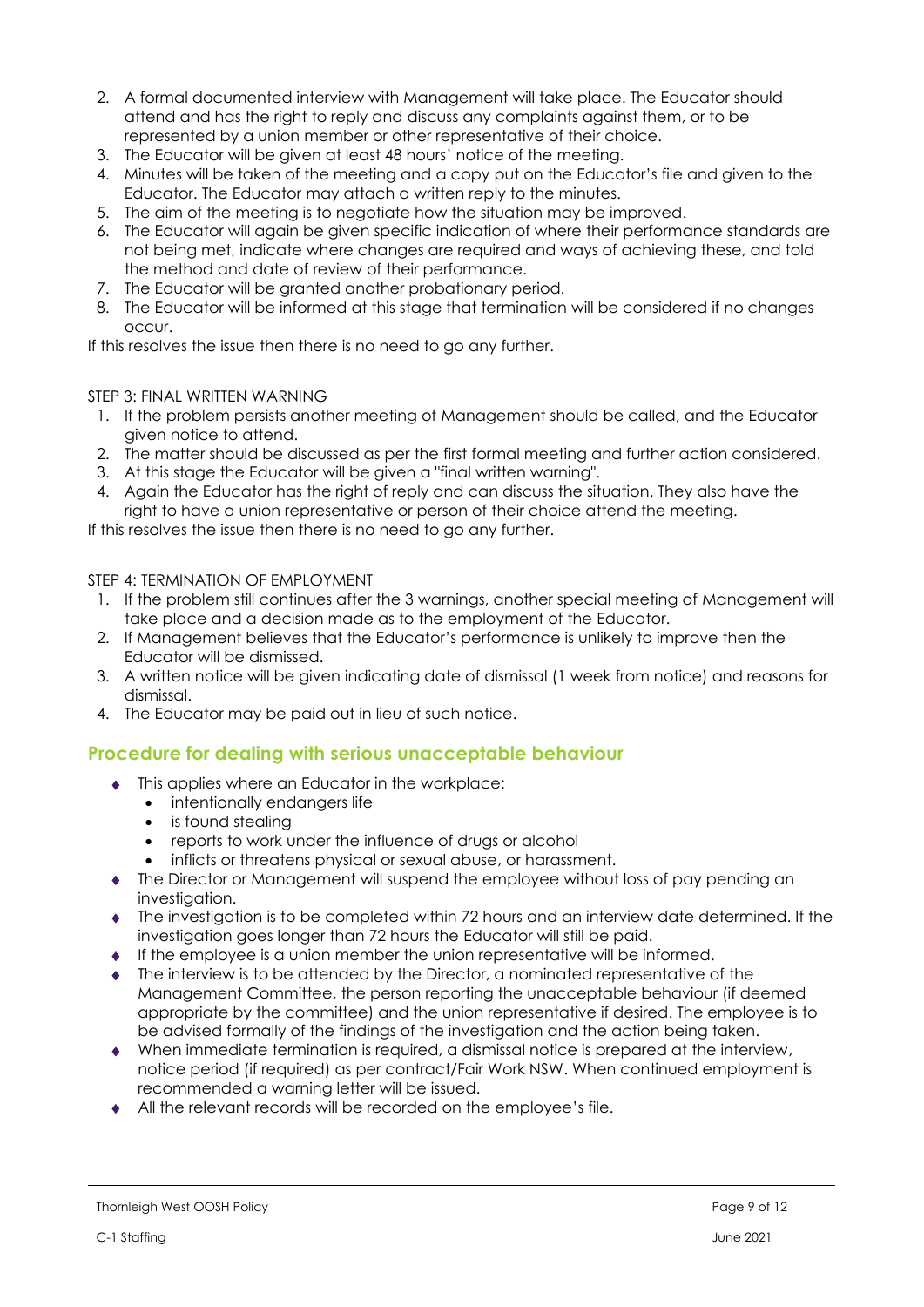2. A formal documented interview with Management will take place. The Educator should attend and has the right to reply and discuss any complaints against them, or to be represented by a union member or other representative of their choice.
3. The Educator will be given at least 48 hours' notice of the meeting.
4. Minutes will be taken of the meeting and a copy put on the Educator's file and given to the Educator. The Educator may attach a written reply to the minutes.
5. The aim of the meeting is to negotiate how the situation may be improved.
6. The Educator will again be given specific indication of where their performance standards are not being met, indicate where changes are required and ways of achieving these, and told the method and date of review of their performance.
7. The Educator will be granted another probationary period.
8. The Educator will be informed at this stage that termination will be considered if no changes occur.

If this resolves the issue then there is no need to go any further.

STEP 3: FINAL WRITTEN WARNING

1. If the problem persists another meeting of Management should be called, and the Educator given notice to attend.
2. The matter should be discussed as per the first formal meeting and further action considered.
3. At this stage the Educator will be given a "final written warning".
4. Again the Educator has the right of reply and can discuss the situation. They also have the right to have a union representative or person of their choice attend the meeting.

If this resolves the issue then there is no need to go any further.

STEP 4: TERMINATION OF EMPLOYMENT

1. If the problem still continues after the 3 warnings, another special meeting of Management will take place and a decision made as to the employment of the Educator.
2. If Management believes that the Educator's performance is unlikely to improve then the Educator will be dismissed.
3. A written notice will be given indicating date of dismissal (1 week from notice) and reasons for dismissal.
4. The Educator may be paid out in lieu of such notice.

## Procedure for dealing with serious unacceptable behaviour

- This applies where an Educator in the workplace:
  - intentionally endangers life
  - is found stealing
  - reports to work under the influence of drugs or alcohol
  - inflicts or threatens physical or sexual abuse, or harassment.
- The Director or Management will suspend the employee without loss of pay pending an investigation.
- The investigation is to be completed within 72 hours and an interview date determined. If the investigation goes longer than 72 hours the Educator will still be paid.
- If the employee is a union member the union representative will be informed.
- The interview is to be attended by the Director, a nominated representative of the Management Committee, the person reporting the unacceptable behaviour (if deemed appropriate by the committee) and the union representative if desired. The employee is to be advised formally of the findings of the investigation and the action being taken.
- When immediate termination is required, a dismissal notice is prepared at the interview, notice period (if required) as per contract/Fair Work NSW. When continued employment is recommended a warning letter will be issued.
- All the relevant records will be recorded on the employee's file.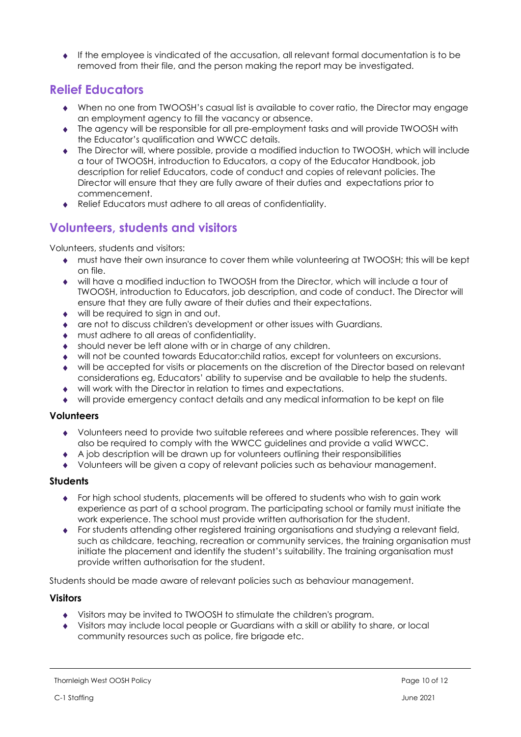- If the employee is vindicated of the accusation, all relevant formal documentation is to be removed from their file, and the person making the report may be investigated.

## Relief Educators

- When no one from TWOOSH's casual list is available to cover ratio, the Director may engage an employment agency to fill the vacancy or absence.
- The agency will be responsible for all pre-employment tasks and will provide TWOOSH with the Educator's qualification and WWCC details.
- The Director will, where possible, provide a modified induction to TWOOSH, which will include a tour of TWOOSH, introduction to Educators, a copy of the Educator Handbook, job description for relief Educators, code of conduct and copies of relevant policies. The Director will ensure that they are fully aware of their duties and expectations prior to commencement.
- Relief Educators must adhere to all areas of confidentiality.

## Volunteers, students and visitors

Volunteers, students and visitors:

- must have their own insurance to cover them while volunteering at TWOOSH; this will be kept on file.
- will have a modified induction to TWOOSH from the Director, which will include a tour of TWOOSH, introduction to Educators, job description, and code of conduct. The Director will ensure that they are fully aware of their duties and their expectations.
- will be required to sign in and out.
- are not to discuss children's development or other issues with Guardians.
- must adhere to all areas of confidentiality.
- should never be left alone with or in charge of any children.
- will not be counted towards Educator:child ratios, except for volunteers on excursions.
- will be accepted for visits or placements on the discretion of the Director based on relevant considerations eg, Educators' ability to supervise and be available to help the students.
- will work with the Director in relation to times and expectations.
- will provide emergency contact details and any medical information to be kept on file

### Volunteers

- Volunteers need to provide two suitable referees and where possible references. They will also be required to comply with the WWCC guidelines and provide a valid WWCC.
- A job description will be drawn up for volunteers outlining their responsibilities
- Volunteers will be given a copy of relevant policies such as behaviour management.

### Students

- For high school students, placements will be offered to students who wish to gain work experience as part of a school program. The participating school or family must initiate the work experience. The school must provide written authorisation for the student.
- For students attending other registered training organisations and studying a relevant field, such as childcare, teaching, recreation or community services, the training organisation must initiate the placement and identify the student's suitability. The training organisation must provide written authorisation for the student.

Students should be made aware of relevant policies such as behaviour management.

### Visitors

- Visitors may be invited to TWOOSH to stimulate the children's program.
- Visitors may include local people or Guardians with a skill or ability to share, or local community resources such as police, fire brigade etc.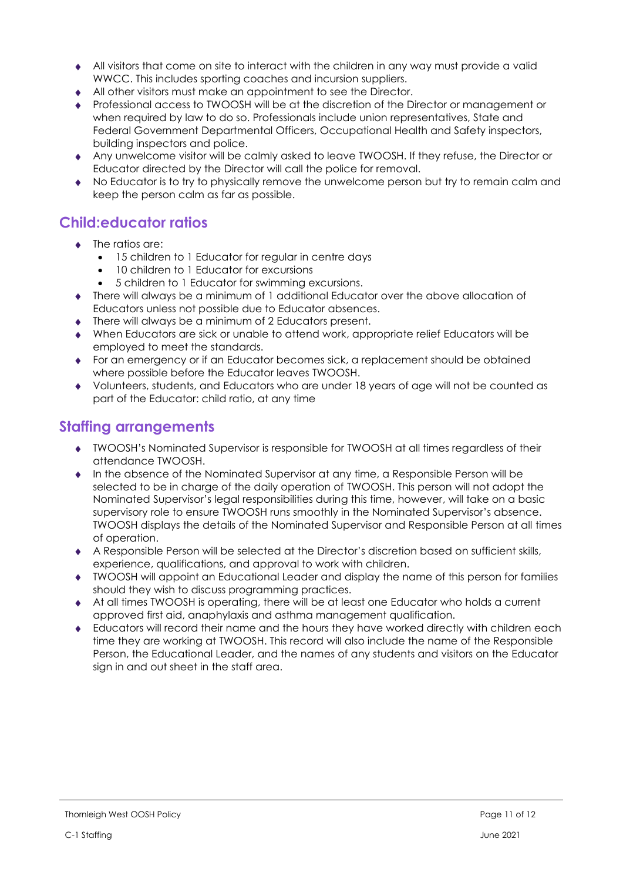- All visitors that come on site to interact with the children in any way must provide a valid WWCC. This includes sporting coaches and incursion suppliers.
- All other visitors must make an appointment to see the Director.
- Professional access to TWOOSH will be at the discretion of the Director or management or when required by law to do so. Professionals include union representatives, State and Federal Government Departmental Officers, Occupational Health and Safety inspectors, building inspectors and police.
- Any unwelcome visitor will be calmly asked to leave TWOOSH. If they refuse, the Director or Educator directed by the Director will call the police for removal.
- No Educator is to try to physically remove the unwelcome person but try to remain calm and keep the person calm as far as possible.

## Child:educator ratios

- The ratios are:
  - 15 children to 1 Educator for regular in centre days
  - 10 children to 1 Educator for excursions
  - 5 children to 1 Educator for swimming excursions.
- There will always be a minimum of 1 additional Educator over the above allocation of Educators unless not possible due to Educator absences.
- There will always be a minimum of 2 Educators present.
- When Educators are sick or unable to attend work, appropriate relief Educators will be employed to meet the standards.
- For an emergency or if an Educator becomes sick, a replacement should be obtained where possible before the Educator leaves TWOOSH.
- Volunteers, students, and Educators who are under 18 years of age will not be counted as part of the Educator: child ratio, at any time

## Staffing arrangements

- TWOOSH's Nominated Supervisor is responsible for TWOOSH at all times regardless of their attendance TWOOSH.
- In the absence of the Nominated Supervisor at any time, a Responsible Person will be selected to be in charge of the daily operation of TWOOSH. This person will not adopt the Nominated Supervisor's legal responsibilities during this time, however, will take on a basic supervisory role to ensure TWOOSH runs smoothly in the Nominated Supervisor's absence. TWOOSH displays the details of the Nominated Supervisor and Responsible Person at all times of operation.
- A Responsible Person will be selected at the Director's discretion based on sufficient skills, experience, qualifications, and approval to work with children.
- TWOOSH will appoint an Educational Leader and display the name of this person for families should they wish to discuss programming practices.
- At all times TWOOSH is operating, there will be at least one Educator who holds a current approved first aid, anaphylaxis and asthma management qualification.
- Educators will record their name and the hours they have worked directly with children each time they are working at TWOOSH. This record will also include the name of the Responsible Person, the Educational Leader, and the names of any students and visitors on the Educator sign in and out sheet in the staff area.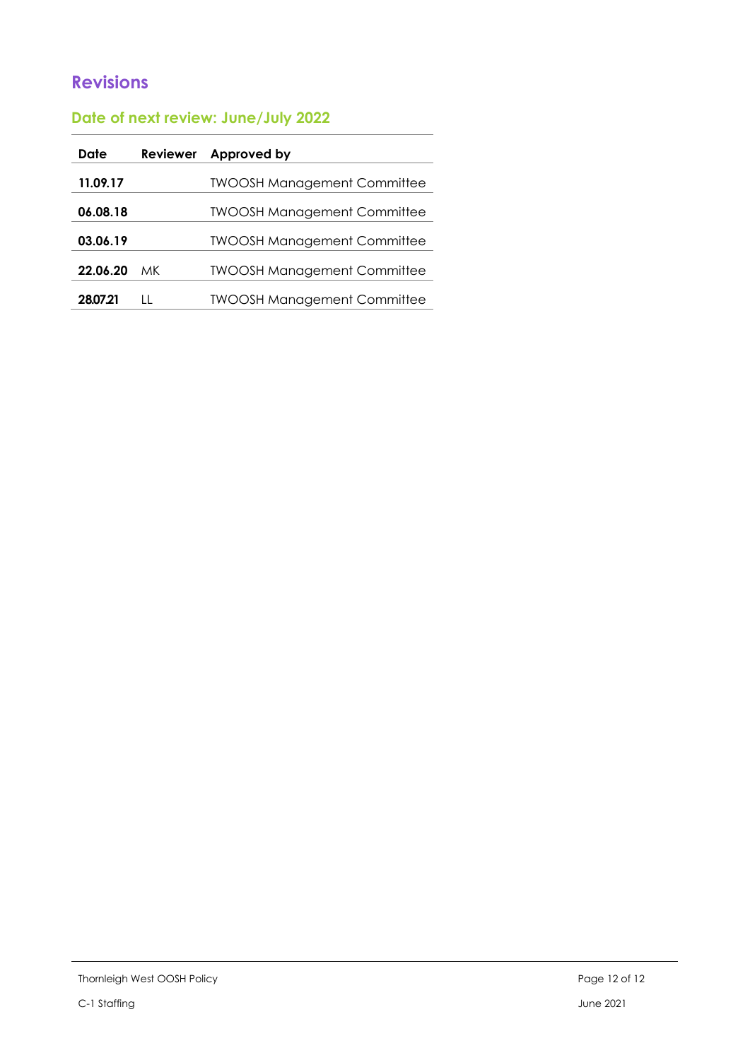## Revisions

### Date of next review: June/July 2022

| Date | Reviewer | Approved by |
| --- | --- | --- |
| **11.09.17** | | TWOOSH Management Committee |
| **06.08.18** | | TWOOSH Management Committee |
| **03.06.19** | | TWOOSH Management Committee |
| **22.06.20** | MK | TWOOSH Management Committee |
| **28.07.21** | LL | TWOOSH Management Committee |